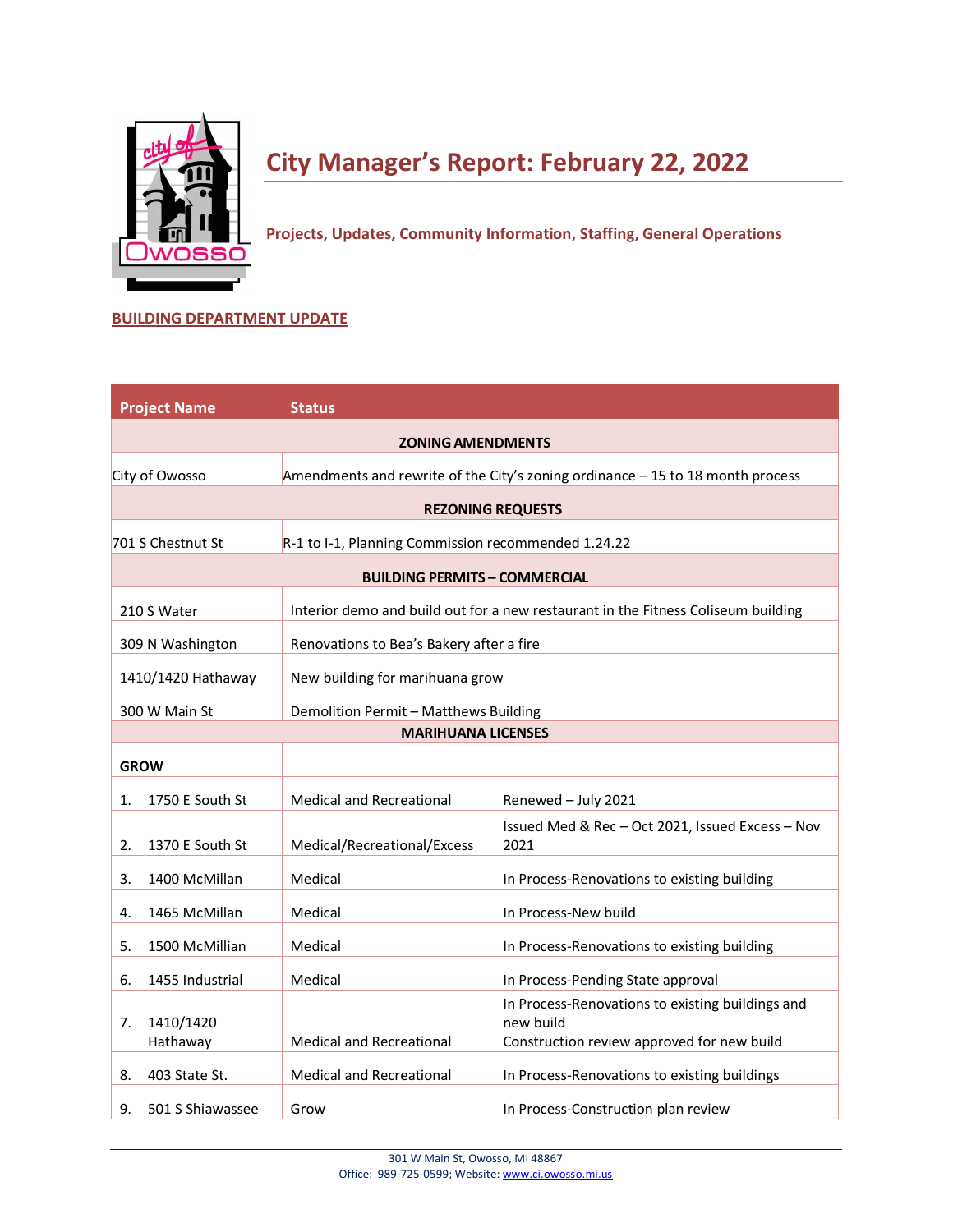# City Manager's Report: February 22, 2022

**Projects, Updates, Community Information, Staffing, General Operations**

## BUILDING DEPARTMENT UPDATE

| Project Name | Status | |
|---|---|---|
| **ZONING AMENDMENTS** | | |
| City of Owosso | Amendments and rewrite of the City's zoning ordinance – 15 to 18 month process | |
| **REZONING REQUESTS** | | |
| 701 S Chestnut St | R-1 to I-1, Planning Commission recommended 1.24.22 | |
| **BUILDING PERMITS – COMMERCIAL** | | |
| 210 S Water | Interior demo and build out for a new restaurant in the Fitness Coliseum building | |
| 309 N Washington | Renovations to Bea's Bakery after a fire | |
| 1410/1420 Hathaway | New building for marihuana grow | |
| 300 W Main St | Demolition Permit – Matthews Building | |
| **MARIHUANA LICENSES** | | |
| **GROW** | | |
| 1. 1750 E South St | Medical and Recreational | Renewed – July 2021 |
| 2. 1370 E South St | Medical/Recreational/Excess | Issued Med & Rec – Oct 2021, Issued Excess – Nov 2021 |
| 3. 1400 McMillan | Medical | In Process-Renovations to existing building |
| 4. 1465 McMillan | Medical | In Process-New build |
| 5. 1500 McMillian | Medical | In Process-Renovations to existing building |
| 6. 1455 Industrial | Medical | In Process-Pending State approval |
| 7. 1410/1420 Hathaway | Medical and Recreational | In Process-Renovations to existing buildings and new build<br>Construction review approved for new build |
| 8. 403 State St. | Medical and Recreational | In Process-Renovations to existing buildings |
| 9. 501 S Shiawassee | Grow | In Process-Construction plan review |

301 W Main St, Owosso, MI 48867
Office: 989-725-0599; Website: www.ci.owosso.mi.us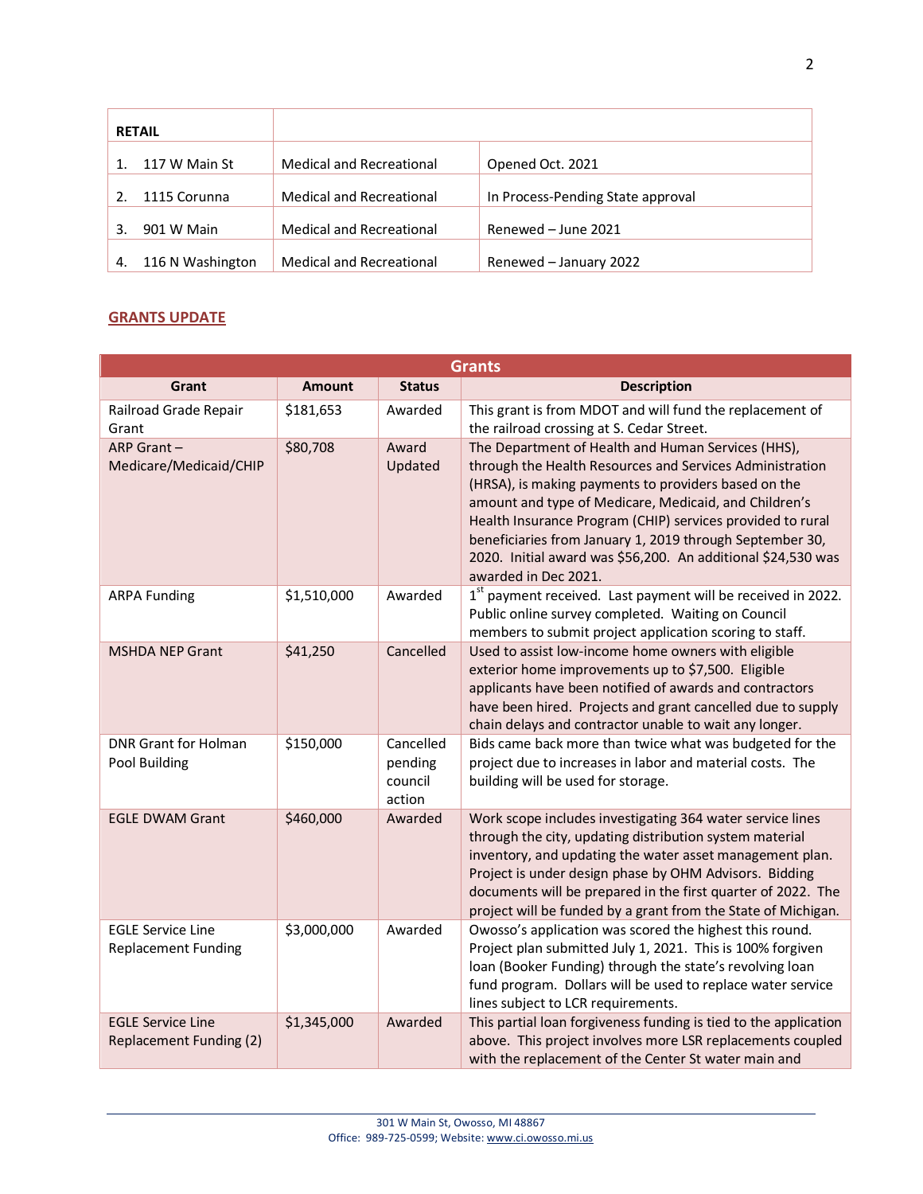| RETAIL | | |
|---|---|---|
| 1. 117 W Main St | Medical and Recreational | Opened Oct. 2021 |
| 2. 1115 Corunna | Medical and Recreational | In Process-Pending State approval |
| 3. 901 W Main | Medical and Recreational | Renewed – June 2021 |
| 4. 116 N Washington | Medical and Recreational | Renewed – January 2022 |

## GRANTS UPDATE

| Grants | | | |
|---|---|---|---|
| **Grant** | **Amount** | **Status** | **Description** |
| Railroad Grade Repair Grant | $181,653 | Awarded | This grant is from MDOT and will fund the replacement of the railroad crossing at S. Cedar Street. |
| ARP Grant – Medicare/Medicaid/CHIP | $80,708 | Award Updated | The Department of Health and Human Services (HHS), through the Health Resources and Services Administration (HRSA), is making payments to providers based on the amount and type of Medicare, Medicaid, and Children's Health Insurance Program (CHIP) services provided to rural beneficiaries from January 1, 2019 through September 30, 2020. Initial award was $56,200. An additional $24,530 was awarded in Dec 2021. |
| ARPA Funding | $1,510,000 | Awarded | 1st payment received. Last payment will be received in 2022. Public online survey completed. Waiting on Council members to submit project application scoring to staff. |
| MSHDA NEP Grant | $41,250 | Cancelled | Used to assist low-income home owners with eligible exterior home improvements up to $7,500. Eligible applicants have been notified of awards and contractors have been hired. Projects and grant cancelled due to supply chain delays and contractor unable to wait any longer. |
| DNR Grant for Holman Pool Building | $150,000 | Cancelled pending council action | Bids came back more than twice what was budgeted for the project due to increases in labor and material costs. The building will be used for storage. |
| EGLE DWAM Grant | $460,000 | Awarded | Work scope includes investigating 364 water service lines through the city, updating distribution system material inventory, and updating the water asset management plan. Project is under design phase by OHM Advisors. Bidding documents will be prepared in the first quarter of 2022. The project will be funded by a grant from the State of Michigan. |
| EGLE Service Line Replacement Funding | $3,000,000 | Awarded | Owosso's application was scored the highest this round. Project plan submitted July 1, 2021. This is 100% forgiven loan (Booker Funding) through the state's revolving loan fund program. Dollars will be used to replace water service lines subject to LCR requirements. |
| EGLE Service Line Replacement Funding (2) | $1,345,000 | Awarded | This partial loan forgiveness funding is tied to the application above. This project involves more LSR replacements coupled with the replacement of the Center St water main and |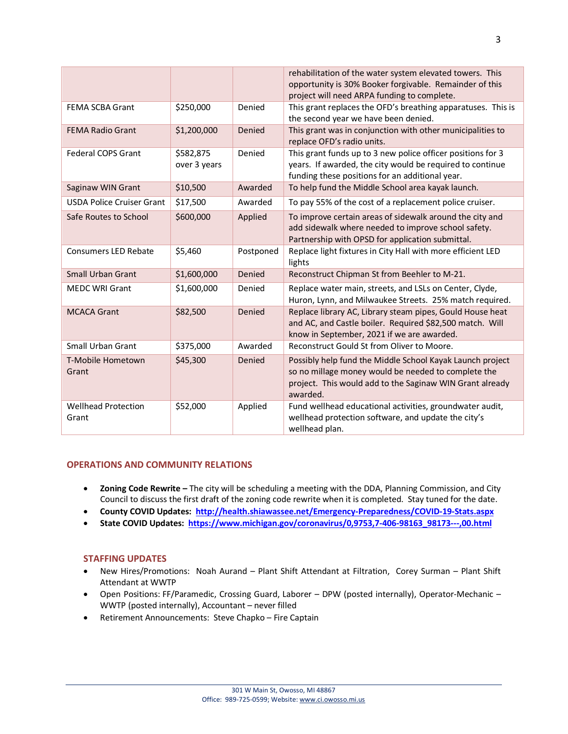| | | | |
|---|---|---|---|
| | | | rehabilitation of the water system elevated towers. This opportunity is 30% Booker forgivable. Remainder of this project will need ARPA funding to complete. |
| FEMA SCBA Grant | $250,000 | Denied | This grant replaces the OFD's breathing apparatuses. This is the second year we have been denied. |
| FEMA Radio Grant | $1,200,000 | Denied | This grant was in conjunction with other municipalities to replace OFD's radio units. |
| Federal COPS Grant | $582,875 over 3 years | Denied | This grant funds up to 3 new police officer positions for 3 years. If awarded, the city would be required to continue funding these positions for an additional year. |
| Saginaw WIN Grant | $10,500 | Awarded | To help fund the Middle School area kayak launch. |
| USDA Police Cruiser Grant | $17,500 | Awarded | To pay 55% of the cost of a replacement police cruiser. |
| Safe Routes to School | $600,000 | Applied | To improve certain areas of sidewalk around the city and add sidewalk where needed to improve school safety. Partnership with OPSD for application submittal. |
| Consumers LED Rebate | $5,460 | Postponed | Replace light fixtures in City Hall with more efficient LED lights |
| Small Urban Grant | $1,600,000 | Denied | Reconstruct Chipman St from Beehler to M-21. |
| MEDC WRI Grant | $1,600,000 | Denied | Replace water main, streets, and LSLs on Center, Clyde, Huron, Lynn, and Milwaukee Streets. 25% match required. |
| MCACA Grant | $82,500 | Denied | Replace library AC, Library steam pipes, Gould House heat and AC, and Castle boiler. Required $82,500 match. Will know in September, 2021 if we are awarded. |
| Small Urban Grant | $375,000 | Awarded | Reconstruct Gould St from Oliver to Moore. |
| T-Mobile Hometown Grant | $45,300 | Denied | Possibly help fund the Middle School Kayak Launch project so no millage money would be needed to complete the project. This would add to the Saginaw WIN Grant already awarded. |
| Wellhead Protection Grant | $52,000 | Applied | Fund wellhead educational activities, groundwater audit, wellhead protection software, and update the city's wellhead plan. |

## OPERATIONS AND COMMUNITY RELATIONS

- **Zoning Code Rewrite –** The city will be scheduling a meeting with the DDA, Planning Commission, and City Council to discuss the first draft of the zoning code rewrite when it is completed. Stay tuned for the date.
- **County COVID Updates:** **http://health.shiawassee.net/Emergency-Preparedness/COVID-19-Stats.aspx**
- **State COVID Updates:** **https://www.michigan.gov/coronavirus/0,9753,7-406-98163_98173---,00.html**

## STAFFING UPDATES

- New Hires/Promotions: Noah Aurand – Plant Shift Attendant at Filtration, Corey Surman – Plant Shift Attendant at WWTP
- Open Positions: FF/Paramedic, Crossing Guard, Laborer – DPW (posted internally), Operator-Mechanic – WWTP (posted internally), Accountant – never filled
- Retirement Announcements: Steve Chapko – Fire Captain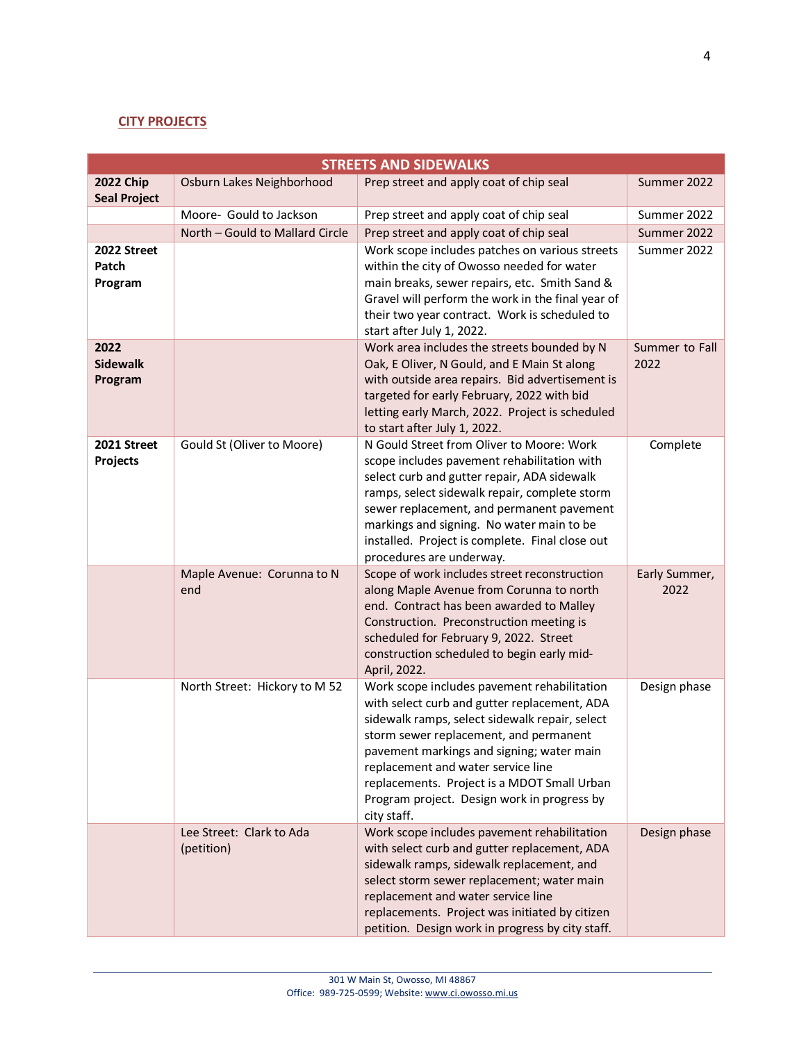## CITY PROJECTS

| STREETS AND SIDEWALKS | | | |
|---|---|---|---|
| **2022 Chip Seal Project** | Osburn Lakes Neighborhood | Prep street and apply coat of chip seal | Summer 2022 |
| | Moore- Gould to Jackson | Prep street and apply coat of chip seal | Summer 2022 |
| | North – Gould to Mallard Circle | Prep street and apply coat of chip seal | Summer 2022 |
| **2022 Street Patch Program** | | Work scope includes patches on various streets within the city of Owosso needed for water main breaks, sewer repairs, etc. Smith Sand & Gravel will perform the work in the final year of their two year contract. Work is scheduled to start after July 1, 2022. | Summer 2022 |
| **2022 Sidewalk Program** | | Work area includes the streets bounded by N Oak, E Oliver, N Gould, and E Main St along with outside area repairs. Bid advertisement is targeted for early February, 2022 with bid letting early March, 2022. Project is scheduled to start after July 1, 2022. | Summer to Fall 2022 |
| **2021 Street Projects** | Gould St (Oliver to Moore) | N Gould Street from Oliver to Moore: Work scope includes pavement rehabilitation with select curb and gutter repair, ADA sidewalk ramps, select sidewalk repair, complete storm sewer replacement, and permanent pavement markings and signing. No water main to be installed. Project is complete. Final close out procedures are underway. | Complete |
| | Maple Avenue: Corunna to N end | Scope of work includes street reconstruction along Maple Avenue from Corunna to north end. Contract has been awarded to Malley Construction. Preconstruction meeting is scheduled for February 9, 2022. Street construction scheduled to begin early mid-April, 2022. | Early Summer, 2022 |
| | North Street: Hickory to M 52 | Work scope includes pavement rehabilitation with select curb and gutter replacement, ADA sidewalk ramps, select sidewalk repair, select storm sewer replacement, and permanent pavement markings and signing; water main replacement and water service line replacements. Project is a MDOT Small Urban Program project. Design work in progress by city staff. | Design phase |
| | Lee Street: Clark to Ada (petition) | Work scope includes pavement rehabilitation with select curb and gutter replacement, ADA sidewalk ramps, sidewalk replacement, and select storm sewer replacement; water main replacement and water service line replacements. Project was initiated by citizen petition. Design work in progress by city staff. | Design phase |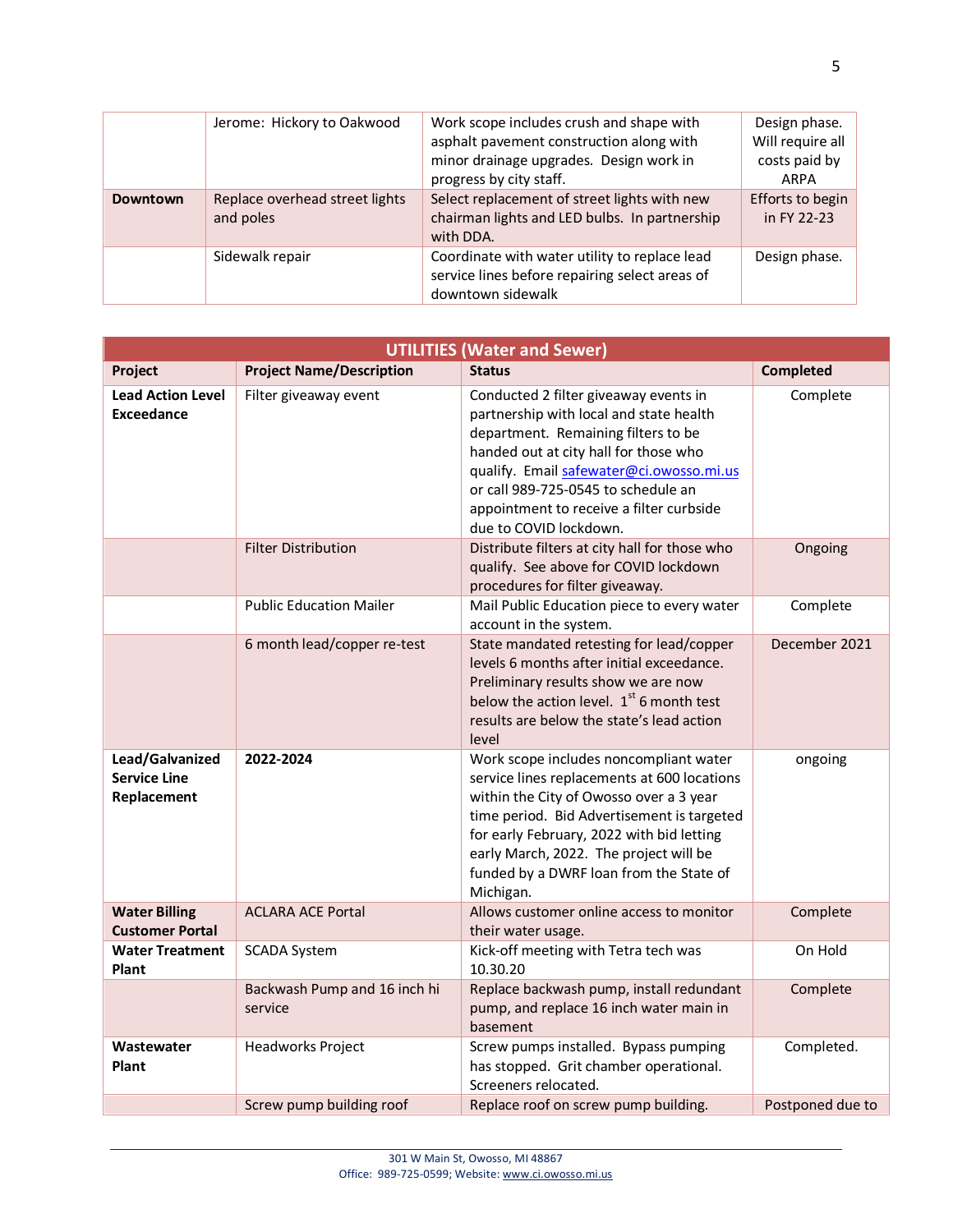|  |  |  |  |
|---|---|---|---|
|  | Jerome: Hickory to Oakwood | Work scope includes crush and shape with asphalt pavement construction along with minor drainage upgrades. Design work in progress by city staff. | Design phase. Will require all costs paid by ARPA |
| **Downtown** | Replace overhead street lights and poles | Select replacement of street lights with new chairman lights and LED bulbs. In partnership with DDA. | Efforts to begin in FY 22-23 |
|  | Sidewalk repair | Coordinate with water utility to replace lead service lines before repairing select areas of downtown sidewalk | Design phase. |

| **UTILITIES (Water and Sewer)** | | | |
|---|---|---|---|
| **Project** | **Project Name/Description** | **Status** | **Completed** |
| **Lead Action Level Exceedance** | Filter giveaway event | Conducted 2 filter giveaway events in partnership with local and state health department. Remaining filters to be handed out at city hall for those who qualify. Email safewater@ci.owosso.mi.us or call 989-725-0545 to schedule an appointment to receive a filter curbside due to COVID lockdown. | Complete |
|  | Filter Distribution | Distribute filters at city hall for those who qualify. See above for COVID lockdown procedures for filter giveaway. | Ongoing |
|  | Public Education Mailer | Mail Public Education piece to every water account in the system. | Complete |
|  | 6 month lead/copper re-test | State mandated retesting for lead/copper levels 6 months after initial exceedance. Preliminary results show we are now below the action level. 1st 6 month test results are below the state's lead action level | December 2021 |
| **Lead/Galvanized Service Line Replacement** | **2022-2024** | Work scope includes noncompliant water service lines replacements at 600 locations within the City of Owosso over a 3 year time period. Bid Advertisement is targeted for early February, 2022 with bid letting early March, 2022. The project will be funded by a DWRF loan from the State of Michigan. | ongoing |
| **Water Billing Customer Portal** | ACLARA ACE Portal | Allows customer online access to monitor their water usage. | Complete |
| **Water Treatment Plant** | SCADA System | Kick-off meeting with Tetra tech was 10.30.20 | On Hold |
|  | Backwash Pump and 16 inch hi service | Replace backwash pump, install redundant pump, and replace 16 inch water main in basement | Complete |
| **Wastewater Plant** | Headworks Project | Screw pumps installed. Bypass pumping has stopped. Grit chamber operational. Screeners relocated. | Completed. |
|  | Screw pump building roof | Replace roof on screw pump building. | Postponed due to |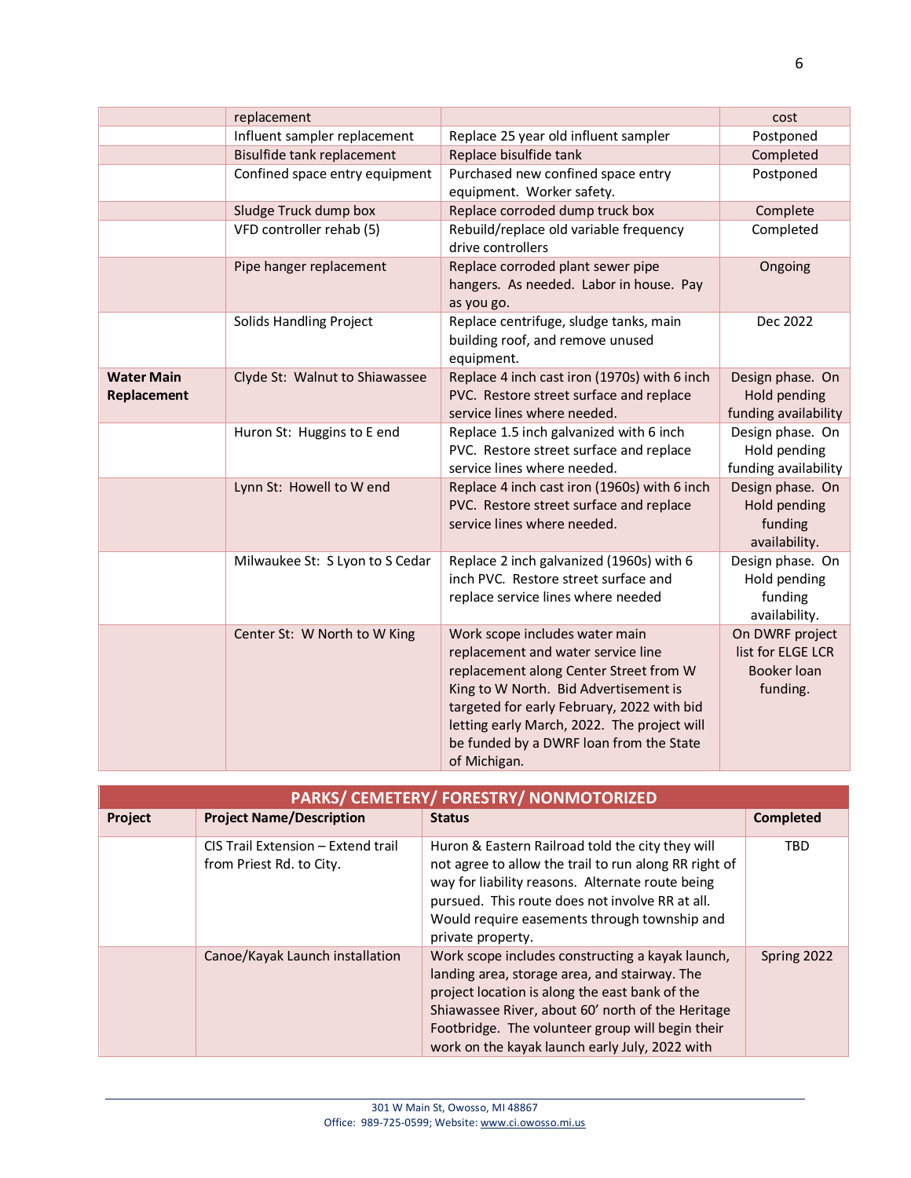|  | replacement |  | cost |
|---|---|---|---|
|  | Influent sampler replacement | Replace 25 year old influent sampler | Postponed |
|  | Bisulfide tank replacement | Replace bisulfide tank | Completed |
|  | Confined space entry equipment | Purchased new confined space entry equipment. Worker safety. | Postponed |
|  | Sludge Truck dump box | Replace corroded dump truck box | Complete |
|  | VFD controller rehab (5) | Rebuild/replace old variable frequency drive controllers | Completed |
|  | Pipe hanger replacement | Replace corroded plant sewer pipe hangers. As needed. Labor in house. Pay as you go. | Ongoing |
|  | Solids Handling Project | Replace centrifuge, sludge tanks, main building roof, and remove unused equipment. | Dec 2022 |
| **Water Main Replacement** | Clyde St: Walnut to Shiawassee | Replace 4 inch cast iron (1970s) with 6 inch PVC. Restore street surface and replace service lines where needed. | Design phase. On Hold pending funding availability |
|  | Huron St: Huggins to E end | Replace 1.5 inch galvanized with 6 inch PVC. Restore street surface and replace service lines where needed. | Design phase. On Hold pending funding availability |
|  | Lynn St: Howell to W end | Replace 4 inch cast iron (1960s) with 6 inch PVC. Restore street surface and replace service lines where needed. | Design phase. On Hold pending funding availability. |
|  | Milwaukee St: S Lyon to S Cedar | Replace 2 inch galvanized (1960s) with 6 inch PVC. Restore street surface and replace service lines where needed | Design phase. On Hold pending funding availability. |
|  | Center St: W North to W King | Work scope includes water main replacement and water service line replacement along Center Street from W King to W North. Bid Advertisement is targeted for early February, 2022 with bid letting early March, 2022. The project will be funded by a DWRF loan from the State of Michigan. | On DWRF project list for ELGE LCR Booker loan funding. |

| PARKS/ CEMETERY/ FORESTRY/ NONMOTORIZED | | | |
|---|---|---|---|
| **Project** | **Project Name/Description** | **Status** | **Completed** |
|  | CIS Trail Extension – Extend trail from Priest Rd. to City. | Huron & Eastern Railroad told the city they will not agree to allow the trail to run along RR right of way for liability reasons. Alternate route being pursued. This route does not involve RR at all. Would require easements through township and private property. | TBD |
|  | Canoe/Kayak Launch installation | Work scope includes constructing a kayak launch, landing area, storage area, and stairway. The project location is along the east bank of the Shiawassee River, about 60' north of the Heritage Footbridge. The volunteer group will begin their work on the kayak launch early July, 2022 with | Spring 2022 |

301 W Main St, Owosso, MI 48867
Office: 989-725-0599; Website: www.ci.owosso.mi.us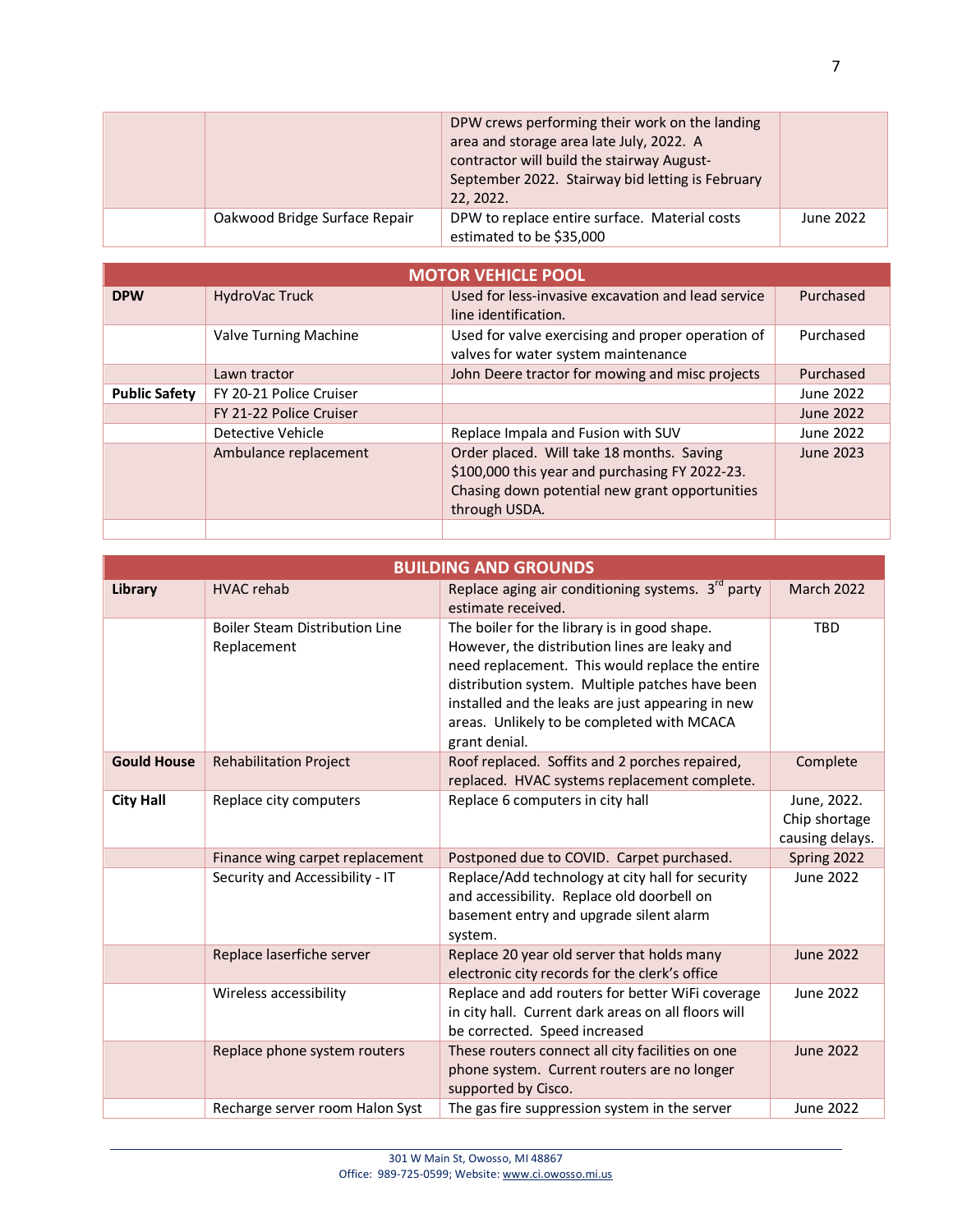|  |  | DPW crews performing their work on the landing area and storage area late July, 2022. A contractor will build the stairway August-September 2022. Stairway bid letting is February 22, 2022. |  |
|---|---|---|---|
|  | Oakwood Bridge Surface Repair | DPW to replace entire surface. Material costs estimated to be $35,000 | June 2022 |

| MOTOR VEHICLE POOL | | | |
|---|---|---|---|
| **DPW** | HydroVac Truck | Used for less-invasive excavation and lead service line identification. | Purchased |
|  | Valve Turning Machine | Used for valve exercising and proper operation of valves for water system maintenance | Purchased |
|  | Lawn tractor | John Deere tractor for mowing and misc projects | Purchased |
| **Public Safety** | FY 20-21 Police Cruiser |  | June 2022 |
|  | FY 21-22 Police Cruiser |  | June 2022 |
|  | Detective Vehicle | Replace Impala and Fusion with SUV | June 2022 |
|  | Ambulance replacement | Order placed. Will take 18 months. Saving $100,000 this year and purchasing FY 2022-23. Chasing down potential new grant opportunities through USDA. | June 2023 |
|  |  |  |  |

| BUILDING AND GROUNDS | | | |
|---|---|---|---|
| **Library** | HVAC rehab | Replace aging air conditioning systems. 3rd party estimate received. | March 2022 |
|  | Boiler Steam Distribution Line Replacement | The boiler for the library is in good shape. However, the distribution lines are leaky and need replacement. This would replace the entire distribution system. Multiple patches have been installed and the leaks are just appearing in new areas. Unlikely to be completed with MCACA grant denial. | TBD |
| **Gould House** | Rehabilitation Project | Roof replaced. Soffits and 2 porches repaired, replaced. HVAC systems replacement complete. | Complete |
| **City Hall** | Replace city computers | Replace 6 computers in city hall | June, 2022. Chip shortage causing delays. |
|  | Finance wing carpet replacement | Postponed due to COVID. Carpet purchased. | Spring 2022 |
|  | Security and Accessibility - IT | Replace/Add technology at city hall for security and accessibility. Replace old doorbell on basement entry and upgrade silent alarm system. | June 2022 |
|  | Replace laserfiche server | Replace 20 year old server that holds many electronic city records for the clerk's office | June 2022 |
|  | Wireless accessibility | Replace and add routers for better WiFi coverage in city hall. Current dark areas on all floors will be corrected. Speed increased | June 2022 |
|  | Replace phone system routers | These routers connect all city facilities on one phone system. Current routers are no longer supported by Cisco. | June 2022 |
|  | Recharge server room Halon Syst | The gas fire suppression system in the server | June 2022 |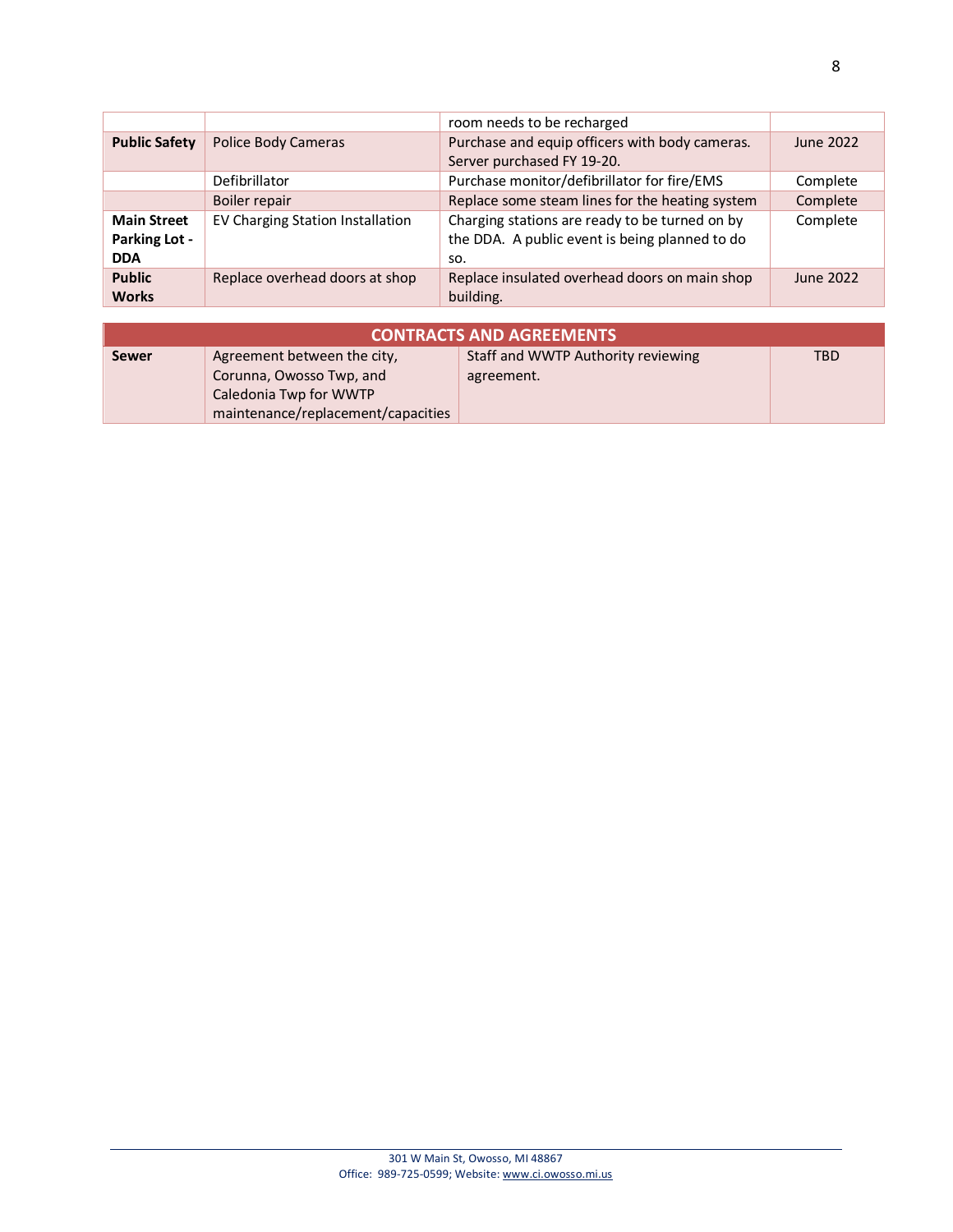| | | | |
|---|---|---|---|
| | | room needs to be recharged | |
| **Public Safety** | Police Body Cameras | Purchase and equip officers with body cameras. Server purchased FY 19-20. | June 2022 |
| | Defibrillator | Purchase monitor/defibrillator for fire/EMS | Complete |
| | Boiler repair | Replace some steam lines for the heating system | Complete |
| **Main Street Parking Lot - DDA** | EV Charging Station Installation | Charging stations are ready to be turned on by the DDA. A public event is being planned to do so. | Complete |
| **Public Works** | Replace overhead doors at shop | Replace insulated overhead doors on main shop building. | June 2022 |

## CONTRACTS AND AGREEMENTS

| | | | |
|---|---|---|---|
| **Sewer** | Agreement between the city, Corunna, Owosso Twp, and Caledonia Twp for WWTP maintenance/replacement/capacities | Staff and WWTP Authority reviewing agreement. | TBD |